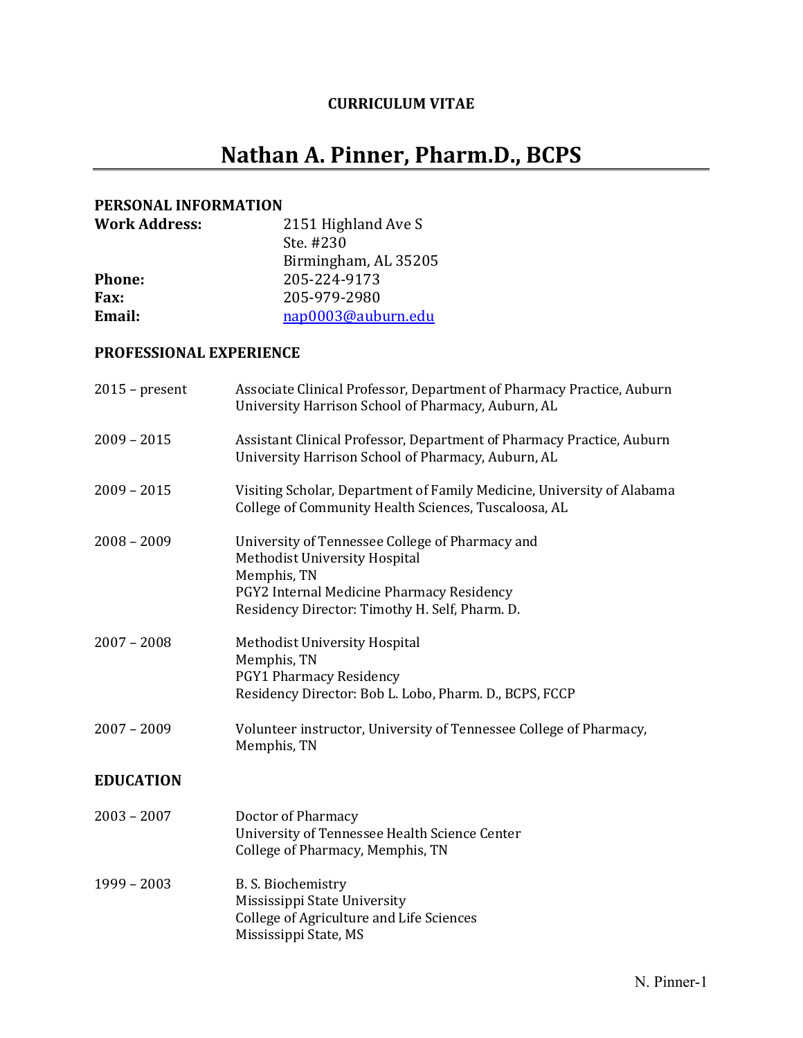**CURRICULUM VITAE**

# Nathan A. Pinner, Pharm.D., BCPS

## PERSONAL INFORMATION

**Work Address:** 2151 Highland Ave S
Ste. #230
Birmingham, AL 35205

**Phone:** 205-224-9173

**Fax:** 205-979-2980

**Email:** nap0003@auburn.edu

## PROFESSIONAL EXPERIENCE

2015 – present — Associate Clinical Professor, Department of Pharmacy Practice, Auburn University Harrison School of Pharmacy, Auburn, AL

2009 – 2015 — Assistant Clinical Professor, Department of Pharmacy Practice, Auburn University Harrison School of Pharmacy, Auburn, AL

2009 – 2015 — Visiting Scholar, Department of Family Medicine, University of Alabama College of Community Health Sciences, Tuscaloosa, AL

2008 – 2009 — University of Tennessee College of Pharmacy and Methodist University Hospital
Memphis, TN
PGY2 Internal Medicine Pharmacy Residency
Residency Director: Timothy H. Self, Pharm. D.

2007 – 2008 — Methodist University Hospital
Memphis, TN
PGY1 Pharmacy Residency
Residency Director: Bob L. Lobo, Pharm. D., BCPS, FCCP

2007 – 2009 — Volunteer instructor, University of Tennessee College of Pharmacy, Memphis, TN

## EDUCATION

2003 – 2007 — Doctor of Pharmacy
University of Tennessee Health Science Center
College of Pharmacy, Memphis, TN

1999 – 2003 — B. S. Biochemistry
Mississippi State University
College of Agriculture and Life Sciences
Mississippi State, MS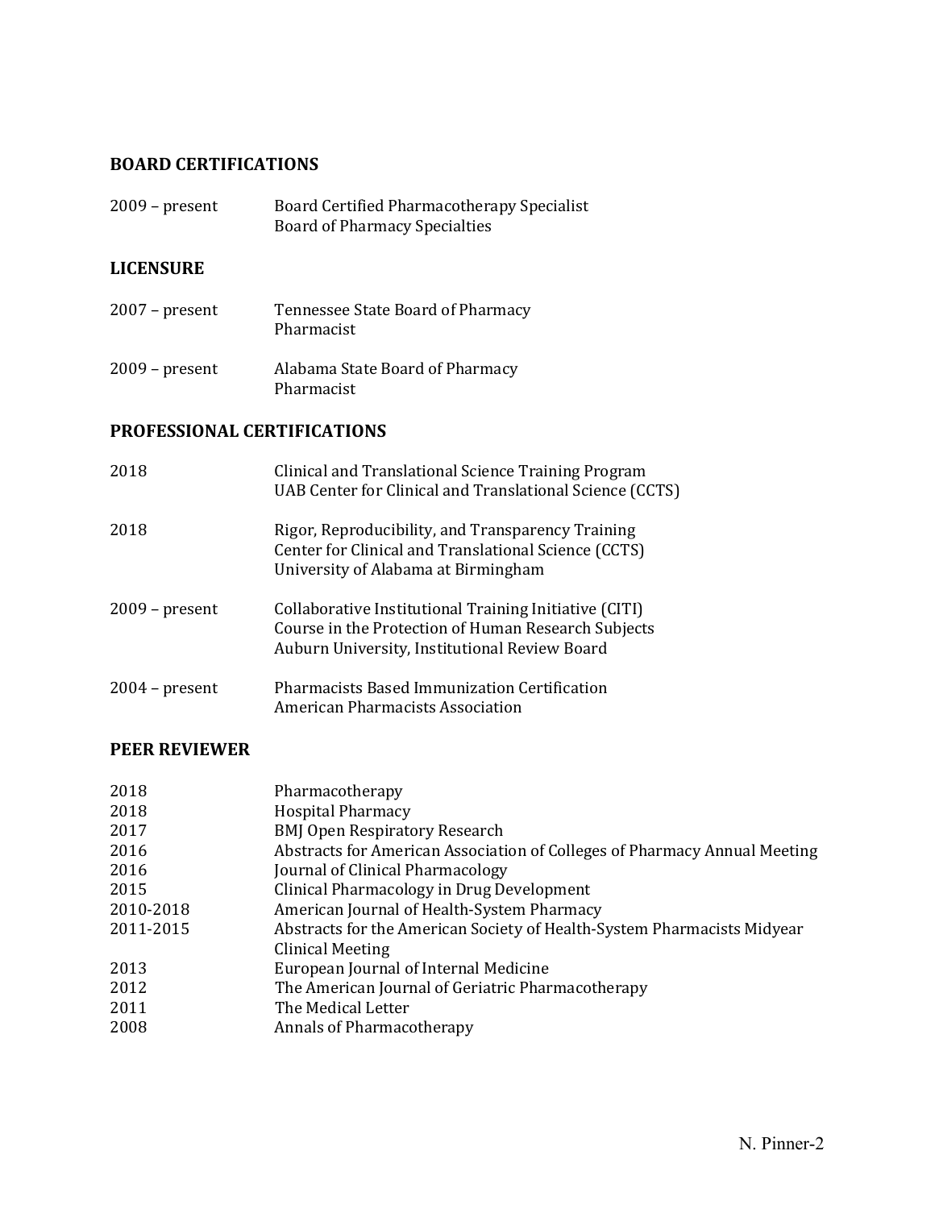## BOARD CERTIFICATIONS

| | |
|---|---|
| 2009 – present | Board Certified Pharmacotherapy Specialist<br>Board of Pharmacy Specialties |

## LICENSURE

| | |
|---|---|
| 2007 – present | Tennessee State Board of Pharmacy<br>Pharmacist |
| 2009 – present | Alabama State Board of Pharmacy<br>Pharmacist |

## PROFESSIONAL CERTIFICATIONS

| | |
|---|---|
| 2018 | Clinical and Translational Science Training Program<br>UAB Center for Clinical and Translational Science (CCTS) |
| 2018 | Rigor, Reproducibility, and Transparency Training<br>Center for Clinical and Translational Science (CCTS)<br>University of Alabama at Birmingham |
| 2009 – present | Collaborative Institutional Training Initiative (CITI)<br>Course in the Protection of Human Research Subjects<br>Auburn University, Institutional Review Board |
| 2004 – present | Pharmacists Based Immunization Certification<br>American Pharmacists Association |

## PEER REVIEWER

| | |
|---|---|
| 2018 | Pharmacotherapy |
| 2018 | Hospital Pharmacy |
| 2017 | BMJ Open Respiratory Research |
| 2016 | Abstracts for American Association of Colleges of Pharmacy Annual Meeting |
| 2016 | Journal of Clinical Pharmacology |
| 2015 | Clinical Pharmacology in Drug Development |
| 2010-2018 | American Journal of Health-System Pharmacy |
| 2011-2015 | Abstracts for the American Society of Health-System Pharmacists Midyear Clinical Meeting |
| 2013 | European Journal of Internal Medicine |
| 2012 | The American Journal of Geriatric Pharmacotherapy |
| 2011 | The Medical Letter |
| 2008 | Annals of Pharmacotherapy |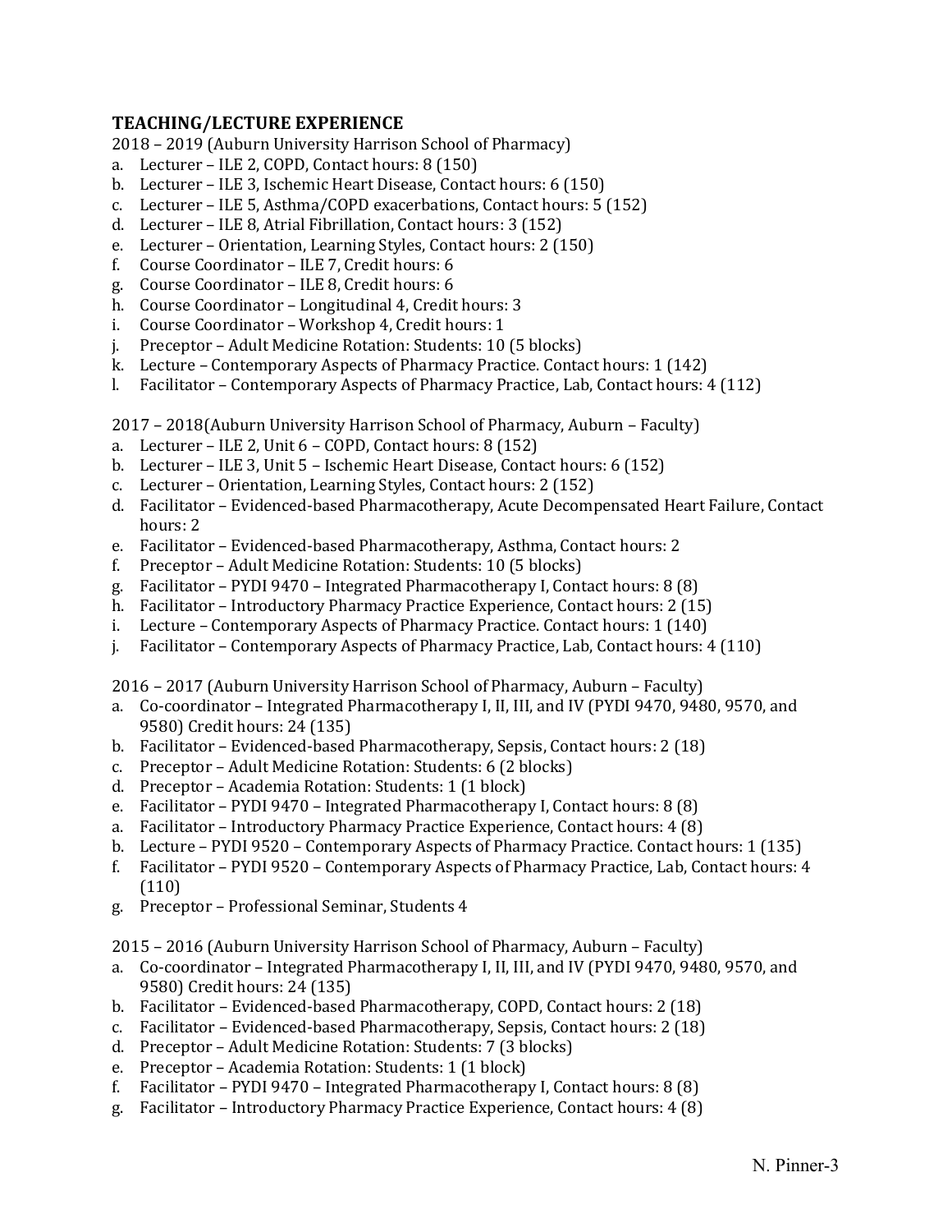## TEACHING/LECTURE EXPERIENCE

2018 – 2019 (Auburn University Harrison School of Pharmacy)

a. Lecturer – ILE 2, COPD, Contact hours: 8 (150)
b. Lecturer – ILE 3, Ischemic Heart Disease, Contact hours: 6 (150)
c. Lecturer – ILE 5, Asthma/COPD exacerbations, Contact hours: 5 (152)
d. Lecturer – ILE 8, Atrial Fibrillation, Contact hours: 3 (152)
e. Lecturer – Orientation, Learning Styles, Contact hours: 2 (150)
f. Course Coordinator – ILE 7, Credit hours: 6
g. Course Coordinator – ILE 8, Credit hours: 6
h. Course Coordinator – Longitudinal 4, Credit hours: 3
i. Course Coordinator – Workshop 4, Credit hours: 1
j. Preceptor – Adult Medicine Rotation: Students: 10 (5 blocks)
k. Lecture – Contemporary Aspects of Pharmacy Practice. Contact hours: 1 (142)
l. Facilitator – Contemporary Aspects of Pharmacy Practice, Lab, Contact hours: 4 (112)

2017 – 2018(Auburn University Harrison School of Pharmacy, Auburn – Faculty)

a. Lecturer – ILE 2, Unit 6 – COPD, Contact hours: 8 (152)
b. Lecturer – ILE 3, Unit 5 – Ischemic Heart Disease, Contact hours: 6 (152)
c. Lecturer – Orientation, Learning Styles, Contact hours: 2 (152)
d. Facilitator – Evidenced-based Pharmacotherapy, Acute Decompensated Heart Failure, Contact hours: 2
e. Facilitator – Evidenced-based Pharmacotherapy, Asthma, Contact hours: 2
f. Preceptor – Adult Medicine Rotation: Students: 10 (5 blocks)
g. Facilitator – PYDI 9470 – Integrated Pharmacotherapy I, Contact hours: 8 (8)
h. Facilitator – Introductory Pharmacy Practice Experience, Contact hours: 2 (15)
i. Lecture – Contemporary Aspects of Pharmacy Practice. Contact hours: 1 (140)
j. Facilitator – Contemporary Aspects of Pharmacy Practice, Lab, Contact hours: 4 (110)

2016 – 2017 (Auburn University Harrison School of Pharmacy, Auburn – Faculty)

a. Co-coordinator – Integrated Pharmacotherapy I, II, III, and IV (PYDI 9470, 9480, 9570, and 9580) Credit hours: 24 (135)
b. Facilitator – Evidenced-based Pharmacotherapy, Sepsis, Contact hours: 2 (18)
c. Preceptor – Adult Medicine Rotation: Students: 6 (2 blocks)
d. Preceptor – Academia Rotation: Students: 1 (1 block)
e. Facilitator – PYDI 9470 – Integrated Pharmacotherapy I, Contact hours: 8 (8)
a. Facilitator – Introductory Pharmacy Practice Experience, Contact hours: 4 (8)
b. Lecture – PYDI 9520 – Contemporary Aspects of Pharmacy Practice. Contact hours: 1 (135)
f. Facilitator – PYDI 9520 – Contemporary Aspects of Pharmacy Practice, Lab, Contact hours: 4 (110)
g. Preceptor – Professional Seminar, Students 4

2015 – 2016 (Auburn University Harrison School of Pharmacy, Auburn – Faculty)

a. Co-coordinator – Integrated Pharmacotherapy I, II, III, and IV (PYDI 9470, 9480, 9570, and 9580) Credit hours: 24 (135)
b. Facilitator – Evidenced-based Pharmacotherapy, COPD, Contact hours: 2 (18)
c. Facilitator – Evidenced-based Pharmacotherapy, Sepsis, Contact hours: 2 (18)
d. Preceptor – Adult Medicine Rotation: Students: 7 (3 blocks)
e. Preceptor – Academia Rotation: Students: 1 (1 block)
f. Facilitator – PYDI 9470 – Integrated Pharmacotherapy I, Contact hours: 8 (8)
g. Facilitator – Introductory Pharmacy Practice Experience, Contact hours: 4 (8)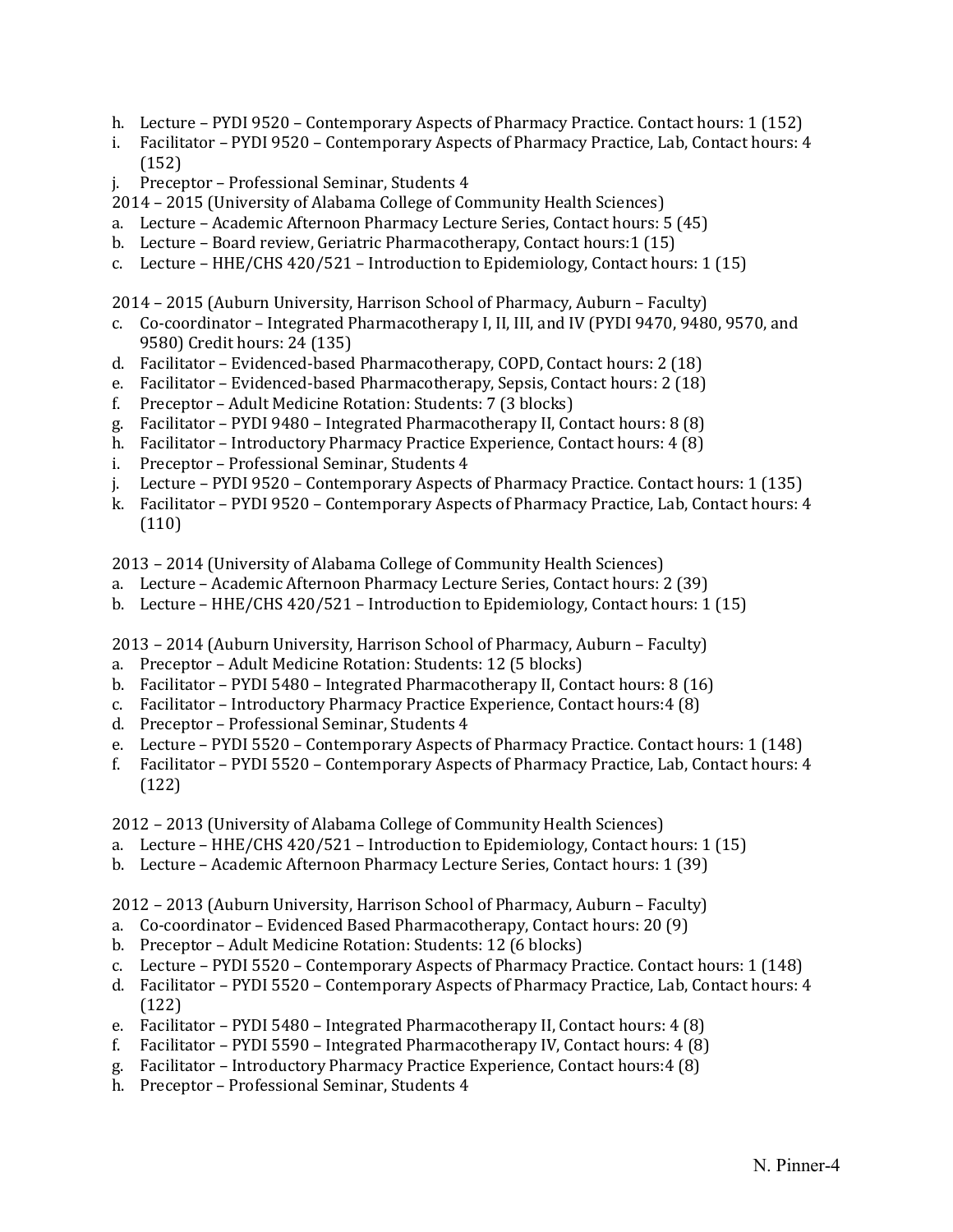h. Lecture – PYDI 9520 – Contemporary Aspects of Pharmacy Practice. Contact hours: 1 (152)
i. Facilitator – PYDI 9520 – Contemporary Aspects of Pharmacy Practice, Lab, Contact hours: 4 (152)
j. Preceptor – Professional Seminar, Students 4

2014 – 2015 (University of Alabama College of Community Health Sciences)
a. Lecture – Academic Afternoon Pharmacy Lecture Series, Contact hours: 5 (45)
b. Lecture – Board review, Geriatric Pharmacotherapy, Contact hours:1 (15)
c. Lecture – HHE/CHS 420/521 – Introduction to Epidemiology, Contact hours: 1 (15)

2014 – 2015 (Auburn University, Harrison School of Pharmacy, Auburn – Faculty)
c. Co-coordinator – Integrated Pharmacotherapy I, II, III, and IV (PYDI 9470, 9480, 9570, and 9580) Credit hours: 24 (135)
d. Facilitator – Evidenced-based Pharmacotherapy, COPD, Contact hours: 2 (18)
e. Facilitator – Evidenced-based Pharmacotherapy, Sepsis, Contact hours: 2 (18)
f. Preceptor – Adult Medicine Rotation: Students: 7 (3 blocks)
g. Facilitator – PYDI 9480 – Integrated Pharmacotherapy II, Contact hours: 8 (8)
h. Facilitator – Introductory Pharmacy Practice Experience, Contact hours: 4 (8)
i. Preceptor – Professional Seminar, Students 4
j. Lecture – PYDI 9520 – Contemporary Aspects of Pharmacy Practice. Contact hours: 1 (135)
k. Facilitator – PYDI 9520 – Contemporary Aspects of Pharmacy Practice, Lab, Contact hours: 4 (110)

2013 – 2014 (University of Alabama College of Community Health Sciences)
a. Lecture – Academic Afternoon Pharmacy Lecture Series, Contact hours: 2 (39)
b. Lecture – HHE/CHS 420/521 – Introduction to Epidemiology, Contact hours: 1 (15)

2013 – 2014 (Auburn University, Harrison School of Pharmacy, Auburn – Faculty)
a. Preceptor – Adult Medicine Rotation: Students: 12 (5 blocks)
b. Facilitator – PYDI 5480 – Integrated Pharmacotherapy II, Contact hours: 8 (16)
c. Facilitator – Introductory Pharmacy Practice Experience, Contact hours:4 (8)
d. Preceptor – Professional Seminar, Students 4
e. Lecture – PYDI 5520 – Contemporary Aspects of Pharmacy Practice. Contact hours: 1 (148)
f. Facilitator – PYDI 5520 – Contemporary Aspects of Pharmacy Practice, Lab, Contact hours: 4 (122)

2012 – 2013 (University of Alabama College of Community Health Sciences)
a. Lecture – HHE/CHS 420/521 – Introduction to Epidemiology, Contact hours: 1 (15)
b. Lecture – Academic Afternoon Pharmacy Lecture Series, Contact hours: 1 (39)

2012 – 2013 (Auburn University, Harrison School of Pharmacy, Auburn – Faculty)
a. Co-coordinator – Evidenced Based Pharmacotherapy, Contact hours: 20 (9)
b. Preceptor – Adult Medicine Rotation: Students: 12 (6 blocks)
c. Lecture – PYDI 5520 – Contemporary Aspects of Pharmacy Practice. Contact hours: 1 (148)
d. Facilitator – PYDI 5520 – Contemporary Aspects of Pharmacy Practice, Lab, Contact hours: 4 (122)
e. Facilitator – PYDI 5480 – Integrated Pharmacotherapy II, Contact hours: 4 (8)
f. Facilitator – PYDI 5590 – Integrated Pharmacotherapy IV, Contact hours: 4 (8)
g. Facilitator – Introductory Pharmacy Practice Experience, Contact hours:4 (8)
h. Preceptor – Professional Seminar, Students 4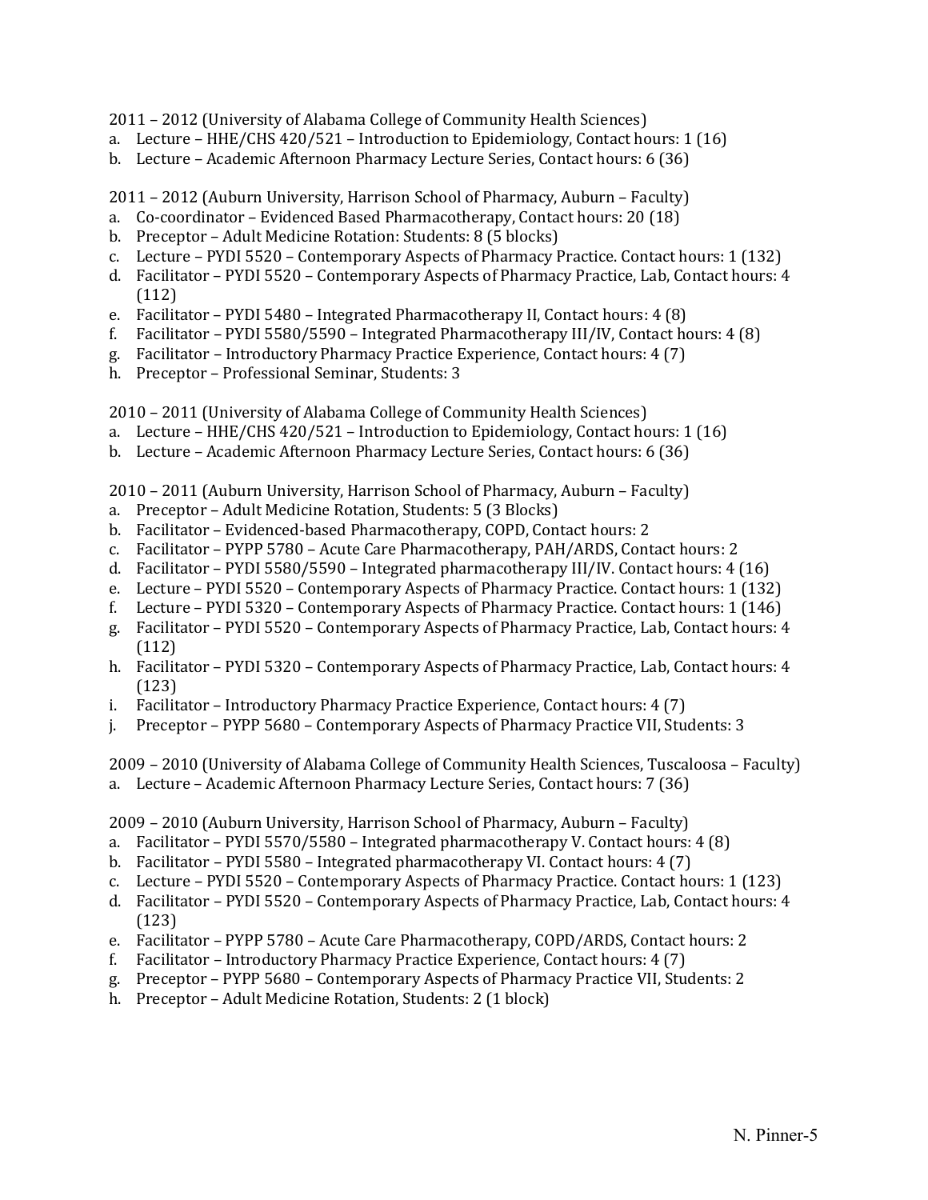2011 – 2012 (University of Alabama College of Community Health Sciences)

a. Lecture – HHE/CHS 420/521 – Introduction to Epidemiology, Contact hours: 1 (16)
b. Lecture – Academic Afternoon Pharmacy Lecture Series, Contact hours: 6 (36)

2011 – 2012 (Auburn University, Harrison School of Pharmacy, Auburn – Faculty)

a. Co-coordinator – Evidenced Based Pharmacotherapy, Contact hours: 20 (18)
b. Preceptor – Adult Medicine Rotation: Students: 8 (5 blocks)
c. Lecture – PYDI 5520 – Contemporary Aspects of Pharmacy Practice. Contact hours: 1 (132)
d. Facilitator – PYDI 5520 – Contemporary Aspects of Pharmacy Practice, Lab, Contact hours: 4 (112)
e. Facilitator – PYDI 5480 – Integrated Pharmacotherapy II, Contact hours: 4 (8)
f. Facilitator – PYDI 5580/5590 – Integrated Pharmacotherapy III/IV, Contact hours: 4 (8)
g. Facilitator – Introductory Pharmacy Practice Experience, Contact hours: 4 (7)
h. Preceptor – Professional Seminar, Students: 3

2010 – 2011 (University of Alabama College of Community Health Sciences)

a. Lecture – HHE/CHS 420/521 – Introduction to Epidemiology, Contact hours: 1 (16)
b. Lecture – Academic Afternoon Pharmacy Lecture Series, Contact hours: 6 (36)

2010 – 2011 (Auburn University, Harrison School of Pharmacy, Auburn – Faculty)

a. Preceptor – Adult Medicine Rotation, Students: 5 (3 Blocks)
b. Facilitator – Evidenced-based Pharmacotherapy, COPD, Contact hours: 2
c. Facilitator – PYPP 5780 – Acute Care Pharmacotherapy, PAH/ARDS, Contact hours: 2
d. Facilitator – PYDI 5580/5590 – Integrated pharmacotherapy III/IV. Contact hours: 4 (16)
e. Lecture – PYDI 5520 – Contemporary Aspects of Pharmacy Practice. Contact hours: 1 (132)
f. Lecture – PYDI 5320 – Contemporary Aspects of Pharmacy Practice. Contact hours: 1 (146)
g. Facilitator – PYDI 5520 – Contemporary Aspects of Pharmacy Practice, Lab, Contact hours: 4 (112)
h. Facilitator – PYDI 5320 – Contemporary Aspects of Pharmacy Practice, Lab, Contact hours: 4 (123)
i. Facilitator – Introductory Pharmacy Practice Experience, Contact hours: 4 (7)
j. Preceptor – PYPP 5680 – Contemporary Aspects of Pharmacy Practice VII, Students: 3

2009 – 2010 (University of Alabama College of Community Health Sciences, Tuscaloosa – Faculty)

a. Lecture – Academic Afternoon Pharmacy Lecture Series, Contact hours: 7 (36)

2009 – 2010 (Auburn University, Harrison School of Pharmacy, Auburn – Faculty)

a. Facilitator – PYDI 5570/5580 – Integrated pharmacotherapy V. Contact hours: 4 (8)
b. Facilitator – PYDI 5580 – Integrated pharmacotherapy VI. Contact hours: 4 (7)
c. Lecture – PYDI 5520 – Contemporary Aspects of Pharmacy Practice. Contact hours: 1 (123)
d. Facilitator – PYDI 5520 – Contemporary Aspects of Pharmacy Practice, Lab, Contact hours: 4 (123)
e. Facilitator – PYPP 5780 – Acute Care Pharmacotherapy, COPD/ARDS, Contact hours: 2
f. Facilitator – Introductory Pharmacy Practice Experience, Contact hours: 4 (7)
g. Preceptor – PYPP 5680 – Contemporary Aspects of Pharmacy Practice VII, Students: 2
h. Preceptor – Adult Medicine Rotation, Students: 2 (1 block)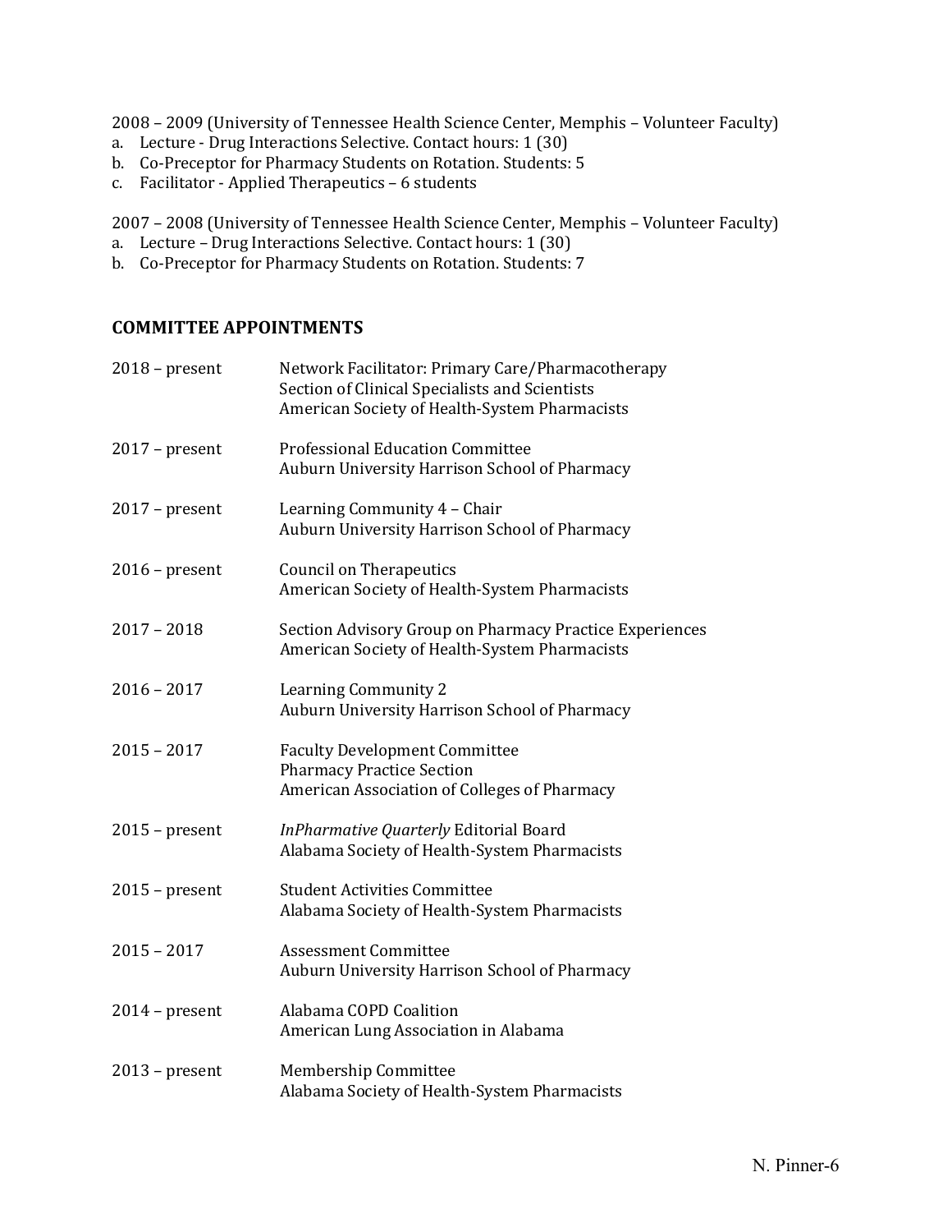2008 – 2009 (University of Tennessee Health Science Center, Memphis – Volunteer Faculty)

a. Lecture - Drug Interactions Selective. Contact hours: 1 (30)
b. Co-Preceptor for Pharmacy Students on Rotation. Students: 5
c. Facilitator - Applied Therapeutics – 6 students

2007 – 2008 (University of Tennessee Health Science Center, Memphis – Volunteer Faculty)

a. Lecture – Drug Interactions Selective. Contact hours: 1 (30)
b. Co-Preceptor for Pharmacy Students on Rotation. Students: 7

## COMMITTEE APPOINTMENTS

2018 – present — Network Facilitator: Primary Care/Pharmacotherapy
Section of Clinical Specialists and Scientists
American Society of Health-System Pharmacists

2017 – present — Professional Education Committee
Auburn University Harrison School of Pharmacy

2017 – present — Learning Community 4 – Chair
Auburn University Harrison School of Pharmacy

2016 – present — Council on Therapeutics
American Society of Health-System Pharmacists

2017 – 2018 — Section Advisory Group on Pharmacy Practice Experiences
American Society of Health-System Pharmacists

2016 – 2017 — Learning Community 2
Auburn University Harrison School of Pharmacy

2015 – 2017 — Faculty Development Committee
Pharmacy Practice Section
American Association of Colleges of Pharmacy

2015 – present — *InPharmative Quarterly* Editorial Board
Alabama Society of Health-System Pharmacists

2015 – present — Student Activities Committee
Alabama Society of Health-System Pharmacists

2015 – 2017 — Assessment Committee
Auburn University Harrison School of Pharmacy

2014 – present — Alabama COPD Coalition
American Lung Association in Alabama

2013 – present — Membership Committee
Alabama Society of Health-System Pharmacists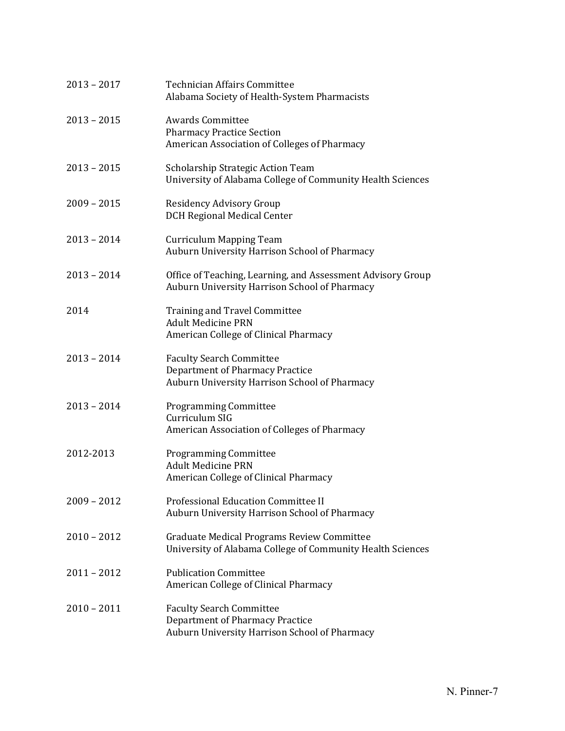| | |
|---|---|
| 2013 – 2017 | Technician Affairs Committee<br>Alabama Society of Health-System Pharmacists |
| 2013 – 2015 | Awards Committee<br>Pharmacy Practice Section<br>American Association of Colleges of Pharmacy |
| 2013 – 2015 | Scholarship Strategic Action Team<br>University of Alabama College of Community Health Sciences |
| 2009 – 2015 | Residency Advisory Group<br>DCH Regional Medical Center |
| 2013 – 2014 | Curriculum Mapping Team<br>Auburn University Harrison School of Pharmacy |
| 2013 – 2014 | Office of Teaching, Learning, and Assessment Advisory Group<br>Auburn University Harrison School of Pharmacy |
| 2014 | Training and Travel Committee<br>Adult Medicine PRN<br>American College of Clinical Pharmacy |
| 2013 – 2014 | Faculty Search Committee<br>Department of Pharmacy Practice<br>Auburn University Harrison School of Pharmacy |
| 2013 – 2014 | Programming Committee<br>Curriculum SIG<br>American Association of Colleges of Pharmacy |
| 2012-2013 | Programming Committee<br>Adult Medicine PRN<br>American College of Clinical Pharmacy |
| 2009 – 2012 | Professional Education Committee II<br>Auburn University Harrison School of Pharmacy |
| 2010 – 2012 | Graduate Medical Programs Review Committee<br>University of Alabama College of Community Health Sciences |
| 2011 – 2012 | Publication Committee<br>American College of Clinical Pharmacy |
| 2010 – 2011 | Faculty Search Committee<br>Department of Pharmacy Practice<br>Auburn University Harrison School of Pharmacy |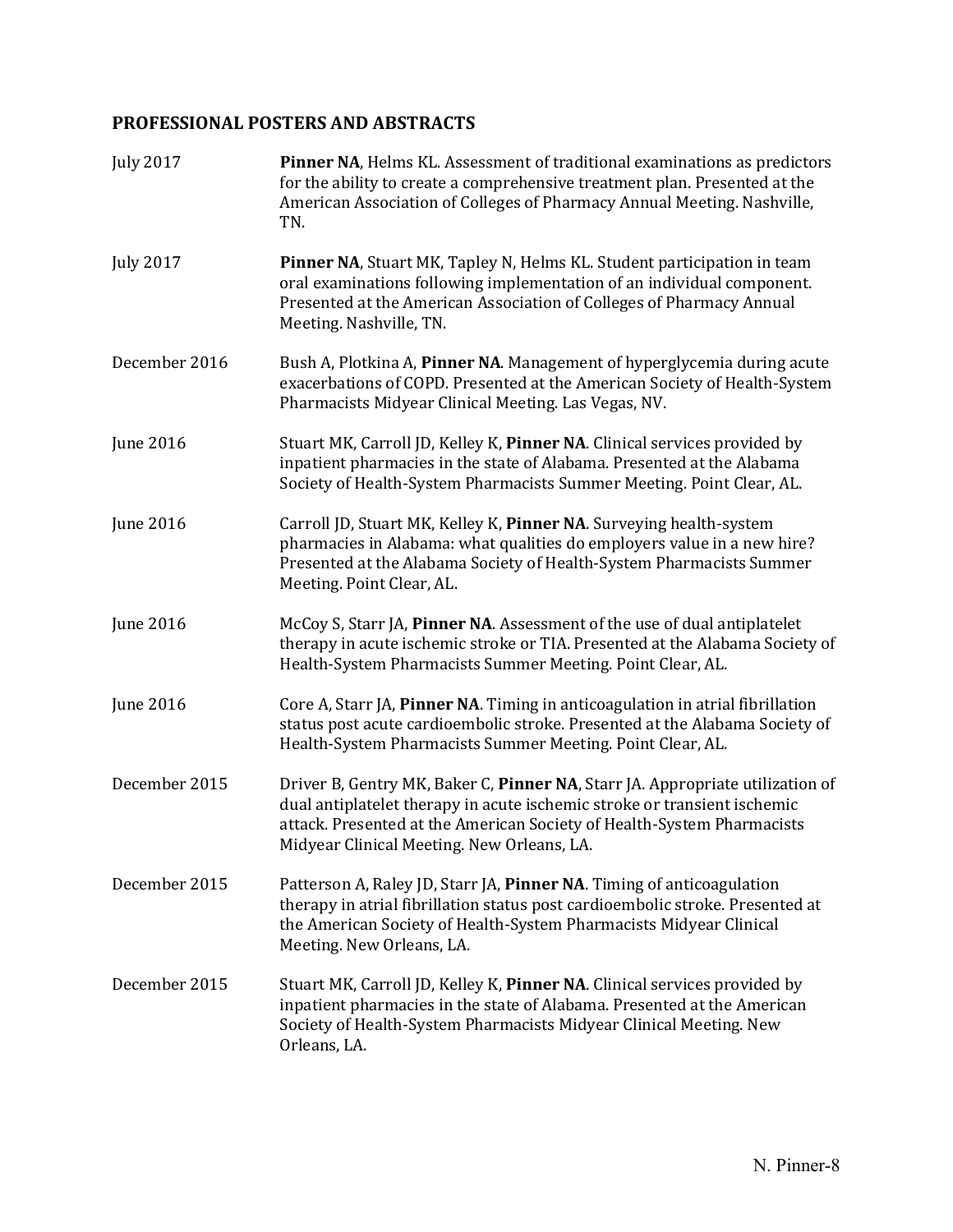## PROFESSIONAL POSTERS AND ABSTRACTS

July 2017 — **Pinner NA**, Helms KL. Assessment of traditional examinations as predictors for the ability to create a comprehensive treatment plan. Presented at the American Association of Colleges of Pharmacy Annual Meeting. Nashville, TN.

July 2017 — **Pinner NA**, Stuart MK, Tapley N, Helms KL. Student participation in team oral examinations following implementation of an individual component. Presented at the American Association of Colleges of Pharmacy Annual Meeting. Nashville, TN.

December 2016 — Bush A, Plotkina A, **Pinner NA**. Management of hyperglycemia during acute exacerbations of COPD. Presented at the American Society of Health-System Pharmacists Midyear Clinical Meeting. Las Vegas, NV.

June 2016 — Stuart MK, Carroll JD, Kelley K, **Pinner NA**. Clinical services provided by inpatient pharmacies in the state of Alabama. Presented at the Alabama Society of Health-System Pharmacists Summer Meeting. Point Clear, AL.

June 2016 — Carroll JD, Stuart MK, Kelley K, **Pinner NA**. Surveying health-system pharmacies in Alabama: what qualities do employers value in a new hire? Presented at the Alabama Society of Health-System Pharmacists Summer Meeting. Point Clear, AL.

June 2016 — McCoy S, Starr JA, **Pinner NA**. Assessment of the use of dual antiplatelet therapy in acute ischemic stroke or TIA. Presented at the Alabama Society of Health-System Pharmacists Summer Meeting. Point Clear, AL.

June 2016 — Core A, Starr JA, **Pinner NA**. Timing in anticoagulation in atrial fibrillation status post acute cardioembolic stroke. Presented at the Alabama Society of Health-System Pharmacists Summer Meeting. Point Clear, AL.

December 2015 — Driver B, Gentry MK, Baker C, **Pinner NA**, Starr JA. Appropriate utilization of dual antiplatelet therapy in acute ischemic stroke or transient ischemic attack. Presented at the American Society of Health-System Pharmacists Midyear Clinical Meeting. New Orleans, LA.

December 2015 — Patterson A, Raley JD, Starr JA, **Pinner NA**. Timing of anticoagulation therapy in atrial fibrillation status post cardioembolic stroke. Presented at the American Society of Health-System Pharmacists Midyear Clinical Meeting. New Orleans, LA.

December 2015 — Stuart MK, Carroll JD, Kelley K, **Pinner NA**. Clinical services provided by inpatient pharmacies in the state of Alabama. Presented at the American Society of Health-System Pharmacists Midyear Clinical Meeting. New Orleans, LA.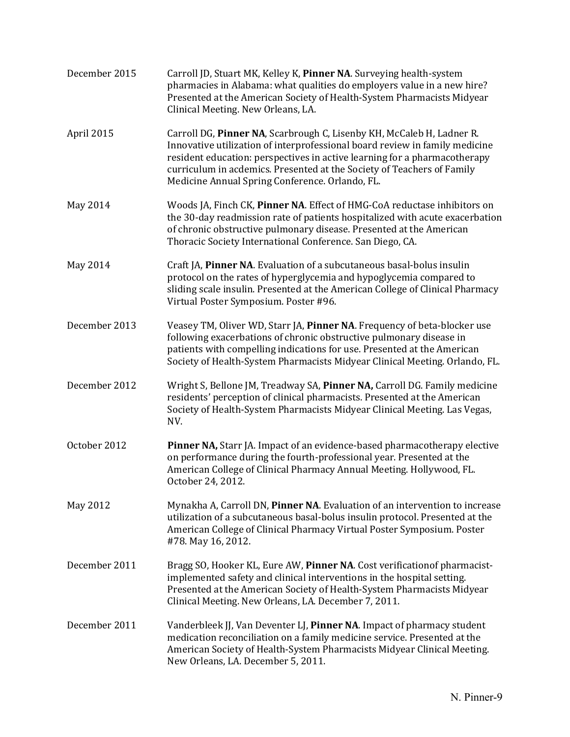December 2015 — Carroll JD, Stuart MK, Kelley K, **Pinner NA**. Surveying health-system pharmacies in Alabama: what qualities do employers value in a new hire? Presented at the American Society of Health-System Pharmacists Midyear Clinical Meeting. New Orleans, LA.

April 2015 — Carroll DG, **Pinner NA**, Scarbrough C, Lisenby KH, McCaleb H, Ladner R. Innovative utilization of interprofessional board review in family medicine resident education: perspectives in active learning for a pharmacotherapy curriculum in acdemics. Presented at the Society of Teachers of Family Medicine Annual Spring Conference. Orlando, FL.

May 2014 — Woods JA, Finch CK, **Pinner NA**. Effect of HMG-CoA reductase inhibitors on the 30-day readmission rate of patients hospitalized with acute exacerbation of chronic obstructive pulmonary disease. Presented at the American Thoracic Society International Conference. San Diego, CA.

May 2014 — Craft JA, **Pinner NA**. Evaluation of a subcutaneous basal-bolus insulin protocol on the rates of hyperglycemia and hypoglycemia compared to sliding scale insulin. Presented at the American College of Clinical Pharmacy Virtual Poster Symposium. Poster #96.

December 2013 — Veasey TM, Oliver WD, Starr JA, **Pinner NA**. Frequency of beta-blocker use following exacerbations of chronic obstructive pulmonary disease in patients with compelling indications for use. Presented at the American Society of Health-System Pharmacists Midyear Clinical Meeting. Orlando, FL.

December 2012 — Wright S, Bellone JM, Treadway SA, **Pinner NA,** Carroll DG. Family medicine residents' perception of clinical pharmacists. Presented at the American Society of Health-System Pharmacists Midyear Clinical Meeting. Las Vegas, NV.

October 2012 — **Pinner NA,** Starr JA. Impact of an evidence-based pharmacotherapy elective on performance during the fourth-professional year. Presented at the American College of Clinical Pharmacy Annual Meeting. Hollywood, FL. October 24, 2012.

May 2012 — Mynakha A, Carroll DN, **Pinner NA**. Evaluation of an intervention to increase utilization of a subcutaneous basal-bolus insulin protocol. Presented at the American College of Clinical Pharmacy Virtual Poster Symposium. Poster #78. May 16, 2012.

December 2011 — Bragg SO, Hooker KL, Eure AW, **Pinner NA**. Cost verificationof pharmacist-implemented safety and clinical interventions in the hospital setting. Presented at the American Society of Health-System Pharmacists Midyear Clinical Meeting. New Orleans, LA. December 7, 2011.

December 2011 — Vanderbleek JJ, Van Deventer LJ, **Pinner NA**. Impact of pharmacy student medication reconciliation on a family medicine service. Presented at the American Society of Health-System Pharmacists Midyear Clinical Meeting. New Orleans, LA. December 5, 2011.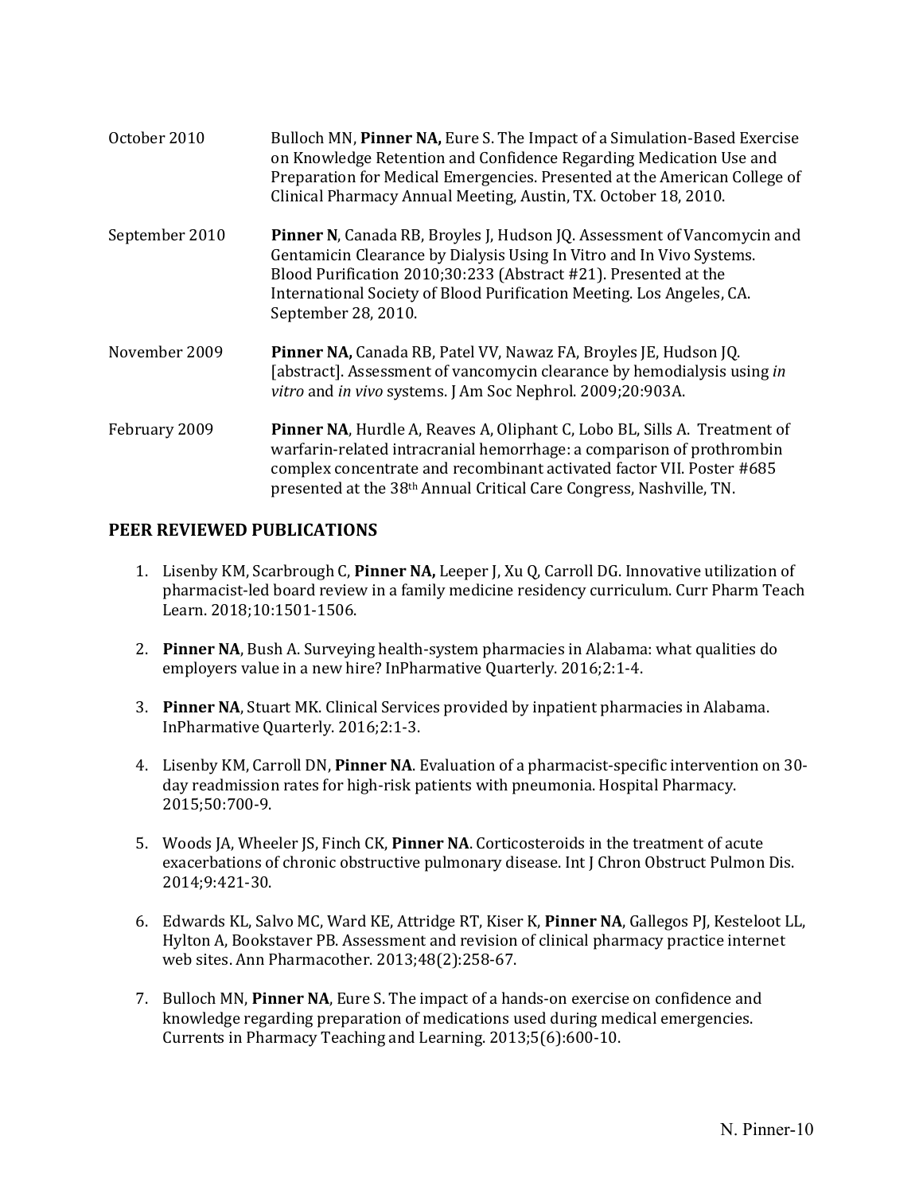| | |
|---|---|
| October 2010 | Bulloch MN, **Pinner NA,** Eure S. The Impact of a Simulation-Based Exercise on Knowledge Retention and Confidence Regarding Medication Use and Preparation for Medical Emergencies. Presented at the American College of Clinical Pharmacy Annual Meeting, Austin, TX. October 18, 2010. |
| September 2010 | **Pinner N**, Canada RB, Broyles J, Hudson JQ. Assessment of Vancomycin and Gentamicin Clearance by Dialysis Using In Vitro and In Vivo Systems. Blood Purification 2010;30:233 (Abstract #21). Presented at the International Society of Blood Purification Meeting. Los Angeles, CA. September 28, 2010. |
| November 2009 | **Pinner NA,** Canada RB, Patel VV, Nawaz FA, Broyles JE, Hudson JQ. [abstract]. Assessment of vancomycin clearance by hemodialysis using *in vitro* and *in vivo* systems. J Am Soc Nephrol. 2009;20:903A. |
| February 2009 | **Pinner NA**, Hurdle A, Reaves A, Oliphant C, Lobo BL, Sills A. Treatment of warfarin-related intracranial hemorrhage: a comparison of prothrombin complex concentrate and recombinant activated factor VII. Poster #685 presented at the 38th Annual Critical Care Congress, Nashville, TN. |

## PEER REVIEWED PUBLICATIONS

1. Lisenby KM, Scarbrough C, **Pinner NA,** Leeper J, Xu Q, Carroll DG. Innovative utilization of pharmacist-led board review in a family medicine residency curriculum. Curr Pharm Teach Learn. 2018;10:1501-1506.

2. **Pinner NA**, Bush A. Surveying health-system pharmacies in Alabama: what qualities do employers value in a new hire? InPharmative Quarterly. 2016;2:1-4.

3. **Pinner NA**, Stuart MK. Clinical Services provided by inpatient pharmacies in Alabama. InPharmative Quarterly. 2016;2:1-3.

4. Lisenby KM, Carroll DN, **Pinner NA**. Evaluation of a pharmacist-specific intervention on 30-day readmission rates for high-risk patients with pneumonia. Hospital Pharmacy. 2015;50:700-9.

5. Woods JA, Wheeler JS, Finch CK, **Pinner NA**. Corticosteroids in the treatment of acute exacerbations of chronic obstructive pulmonary disease. Int J Chron Obstruct Pulmon Dis. 2014;9:421-30.

6. Edwards KL, Salvo MC, Ward KE, Attridge RT, Kiser K, **Pinner NA**, Gallegos PJ, Kesteloot LL, Hylton A, Bookstaver PB. Assessment and revision of clinical pharmacy practice internet web sites. Ann Pharmacother. 2013;48(2):258-67.

7. Bulloch MN, **Pinner NA**, Eure S. The impact of a hands-on exercise on confidence and knowledge regarding preparation of medications used during medical emergencies. Currents in Pharmacy Teaching and Learning. 2013;5(6):600-10.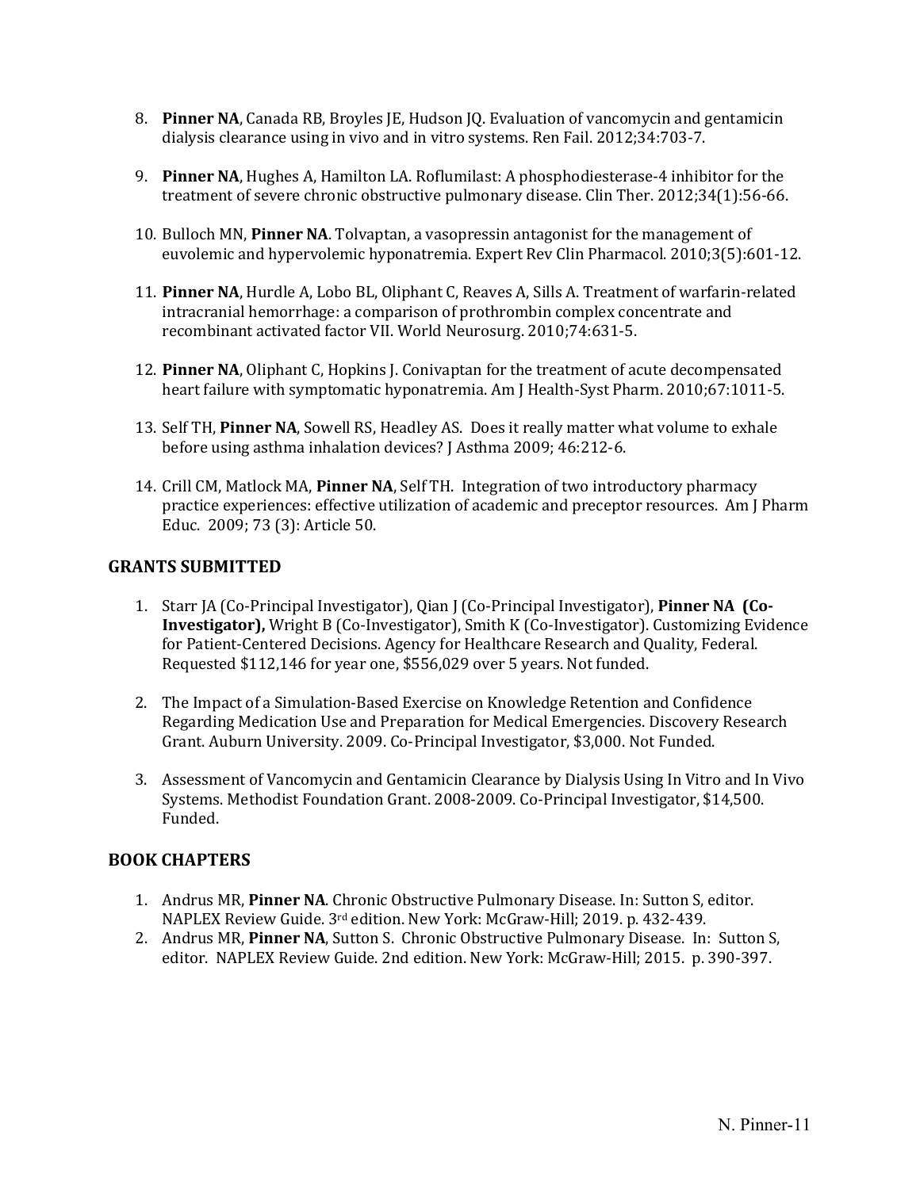8. **Pinner NA**, Canada RB, Broyles JE, Hudson JQ. Evaluation of vancomycin and gentamicin dialysis clearance using in vivo and in vitro systems. Ren Fail. 2012;34:703-7.

9. **Pinner NA**, Hughes A, Hamilton LA. Roflumilast: A phosphodiesterase-4 inhibitor for the treatment of severe chronic obstructive pulmonary disease. Clin Ther. 2012;34(1):56-66.

10. Bulloch MN, **Pinner NA**. Tolvaptan, a vasopressin antagonist for the management of euvolemic and hypervolemic hyponatremia. Expert Rev Clin Pharmacol. 2010;3(5):601-12.

11. **Pinner NA**, Hurdle A, Lobo BL, Oliphant C, Reaves A, Sills A. Treatment of warfarin-related intracranial hemorrhage: a comparison of prothrombin complex concentrate and recombinant activated factor VII. World Neurosurg. 2010;74:631-5.

12. **Pinner NA**, Oliphant C, Hopkins J. Conivaptan for the treatment of acute decompensated heart failure with symptomatic hyponatremia. Am J Health-Syst Pharm. 2010;67:1011-5.

13. Self TH, **Pinner NA**, Sowell RS, Headley AS. Does it really matter what volume to exhale before using asthma inhalation devices? J Asthma 2009; 46:212-6.

14. Crill CM, Matlock MA, **Pinner NA**, Self TH. Integration of two introductory pharmacy practice experiences: effective utilization of academic and preceptor resources. Am J Pharm Educ. 2009; 73 (3): Article 50.

## GRANTS SUBMITTED

1. Starr JA (Co-Principal Investigator), Qian J (Co-Principal Investigator), **Pinner NA (Co-Investigator),** Wright B (Co-Investigator), Smith K (Co-Investigator). Customizing Evidence for Patient-Centered Decisions. Agency for Healthcare Research and Quality, Federal. Requested $112,146 for year one, $556,029 over 5 years. Not funded.

2. The Impact of a Simulation-Based Exercise on Knowledge Retention and Confidence Regarding Medication Use and Preparation for Medical Emergencies. Discovery Research Grant. Auburn University. 2009. Co-Principal Investigator, $3,000. Not Funded.

3. Assessment of Vancomycin and Gentamicin Clearance by Dialysis Using In Vitro and In Vivo Systems. Methodist Foundation Grant. 2008-2009. Co-Principal Investigator, $14,500. Funded.

## BOOK CHAPTERS

1. Andrus MR, **Pinner NA**. Chronic Obstructive Pulmonary Disease. In: Sutton S, editor. NAPLEX Review Guide. 3rd edition. New York: McGraw-Hill; 2019. p. 432-439.
2. Andrus MR, **Pinner NA**, Sutton S. Chronic Obstructive Pulmonary Disease. In: Sutton S, editor. NAPLEX Review Guide. 2nd edition. New York: McGraw-Hill; 2015. p. 390-397.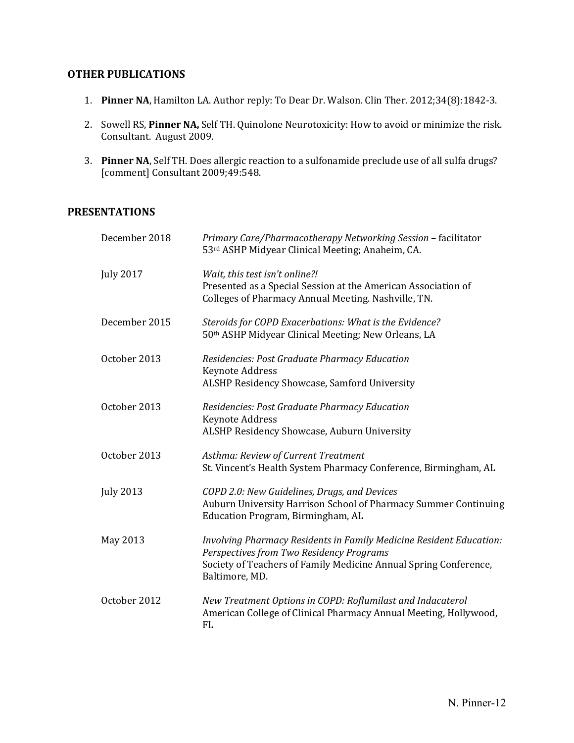## OTHER PUBLICATIONS

1. **Pinner NA**, Hamilton LA. Author reply: To Dear Dr. Walson. Clin Ther. 2012;34(8):1842-3.

2. Sowell RS, **Pinner NA,** Self TH. Quinolone Neurotoxicity: How to avoid or minimize the risk. Consultant. August 2009.

3. **Pinner NA**, Self TH. Does allergic reaction to a sulfonamide preclude use of all sulfa drugs? [comment] Consultant 2009;49:548.

## PRESENTATIONS

| | |
|---|---|
| December 2018 | *Primary Care/Pharmacotherapy Networking Session* – facilitator<br>53rd ASHP Midyear Clinical Meeting; Anaheim, CA. |
| July 2017 | *Wait, this test isn't online?!*<br>Presented as a Special Session at the American Association of Colleges of Pharmacy Annual Meeting. Nashville, TN. |
| December 2015 | *Steroids for COPD Exacerbations: What is the Evidence?*<br>50th ASHP Midyear Clinical Meeting; New Orleans, LA |
| October 2013 | *Residencies: Post Graduate Pharmacy Education*<br>Keynote Address<br>ALSHP Residency Showcase, Samford University |
| October 2013 | *Residencies: Post Graduate Pharmacy Education*<br>Keynote Address<br>ALSHP Residency Showcase, Auburn University |
| October 2013 | *Asthma: Review of Current Treatment*<br>St. Vincent's Health System Pharmacy Conference, Birmingham, AL |
| July 2013 | *COPD 2.0: New Guidelines, Drugs, and Devices*<br>Auburn University Harrison School of Pharmacy Summer Continuing Education Program, Birmingham, AL |
| May 2013 | *Involving Pharmacy Residents in Family Medicine Resident Education: Perspectives from Two Residency Programs*<br>Society of Teachers of Family Medicine Annual Spring Conference, Baltimore, MD. |
| October 2012 | *New Treatment Options in COPD: Roflumilast and Indacaterol*<br>American College of Clinical Pharmacy Annual Meeting, Hollywood, FL |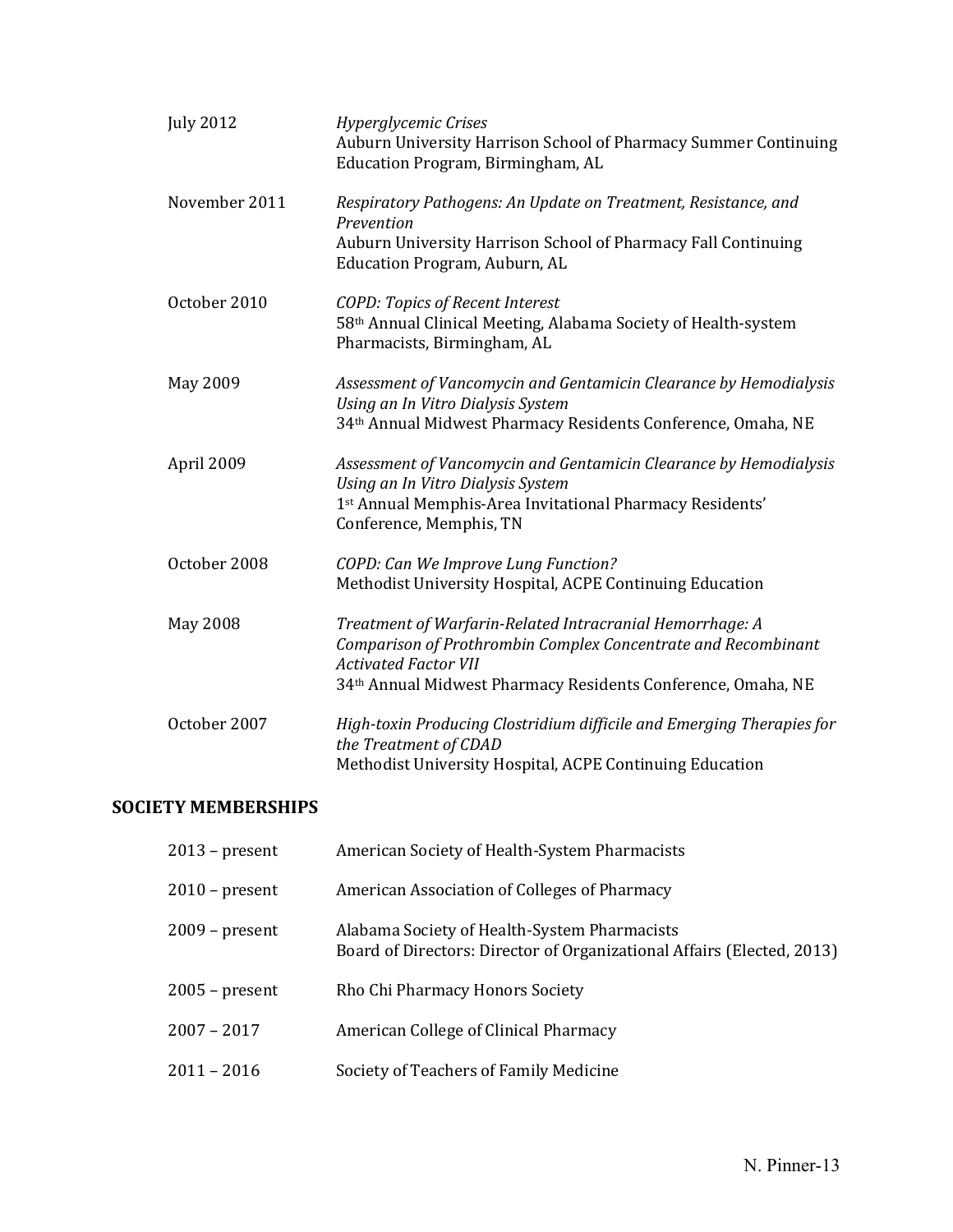July 2012 — *Hyperglycemic Crises*
Auburn University Harrison School of Pharmacy Summer Continuing Education Program, Birmingham, AL

November 2011 — *Respiratory Pathogens: An Update on Treatment, Resistance, and Prevention*
Auburn University Harrison School of Pharmacy Fall Continuing Education Program, Auburn, AL

October 2010 — *COPD: Topics of Recent Interest*
58th Annual Clinical Meeting, Alabama Society of Health-system Pharmacists, Birmingham, AL

May 2009 — *Assessment of Vancomycin and Gentamicin Clearance by Hemodialysis Using an In Vitro Dialysis System*
34th Annual Midwest Pharmacy Residents Conference, Omaha, NE

April 2009 — *Assessment of Vancomycin and Gentamicin Clearance by Hemodialysis Using an In Vitro Dialysis System*
1st Annual Memphis-Area Invitational Pharmacy Residents' Conference, Memphis, TN

October 2008 — *COPD: Can We Improve Lung Function?*
Methodist University Hospital, ACPE Continuing Education

May 2008 — *Treatment of Warfarin-Related Intracranial Hemorrhage: A Comparison of Prothrombin Complex Concentrate and Recombinant Activated Factor VII*
34th Annual Midwest Pharmacy Residents Conference, Omaha, NE

October 2007 — *High-toxin Producing Clostridium difficile and Emerging Therapies for the Treatment of CDAD*
Methodist University Hospital, ACPE Continuing Education

## SOCIETY MEMBERSHIPS

2013 – present — American Society of Health-System Pharmacists

2010 – present — American Association of Colleges of Pharmacy

2009 – present — Alabama Society of Health-System Pharmacists
Board of Directors: Director of Organizational Affairs (Elected, 2013)

2005 – present — Rho Chi Pharmacy Honors Society

2007 – 2017 — American College of Clinical Pharmacy

2011 – 2016 — Society of Teachers of Family Medicine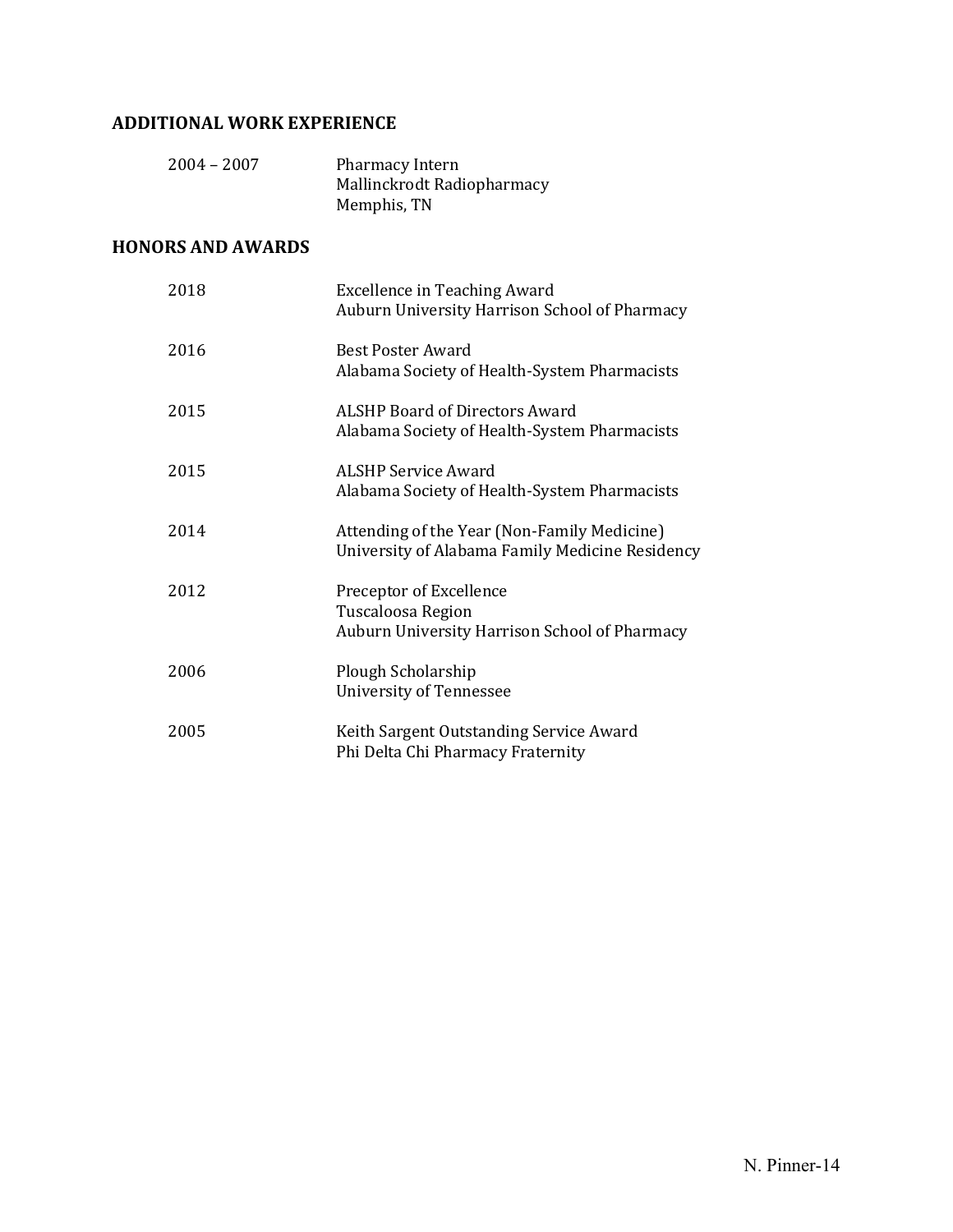## ADDITIONAL WORK EXPERIENCE

2004 – 2007 Pharmacy Intern
Mallinckrodt Radiopharmacy
Memphis, TN

## HONORS AND AWARDS

2018 Excellence in Teaching Award
Auburn University Harrison School of Pharmacy

2016 Best Poster Award
Alabama Society of Health-System Pharmacists

2015 ALSHP Board of Directors Award
Alabama Society of Health-System Pharmacists

2015 ALSHP Service Award
Alabama Society of Health-System Pharmacists

2014 Attending of the Year (Non-Family Medicine)
University of Alabama Family Medicine Residency

2012 Preceptor of Excellence
Tuscaloosa Region
Auburn University Harrison School of Pharmacy

2006 Plough Scholarship
University of Tennessee

2005 Keith Sargent Outstanding Service Award
Phi Delta Chi Pharmacy Fraternity